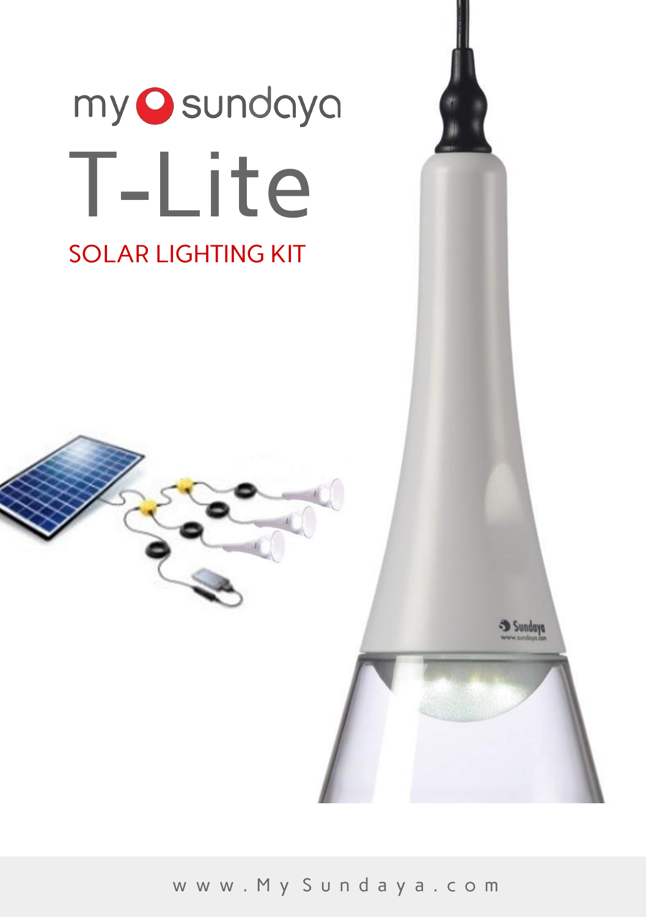my sundaya

# T-Lite

## SOLAR LIGHTING KIT

www.MySundaya.com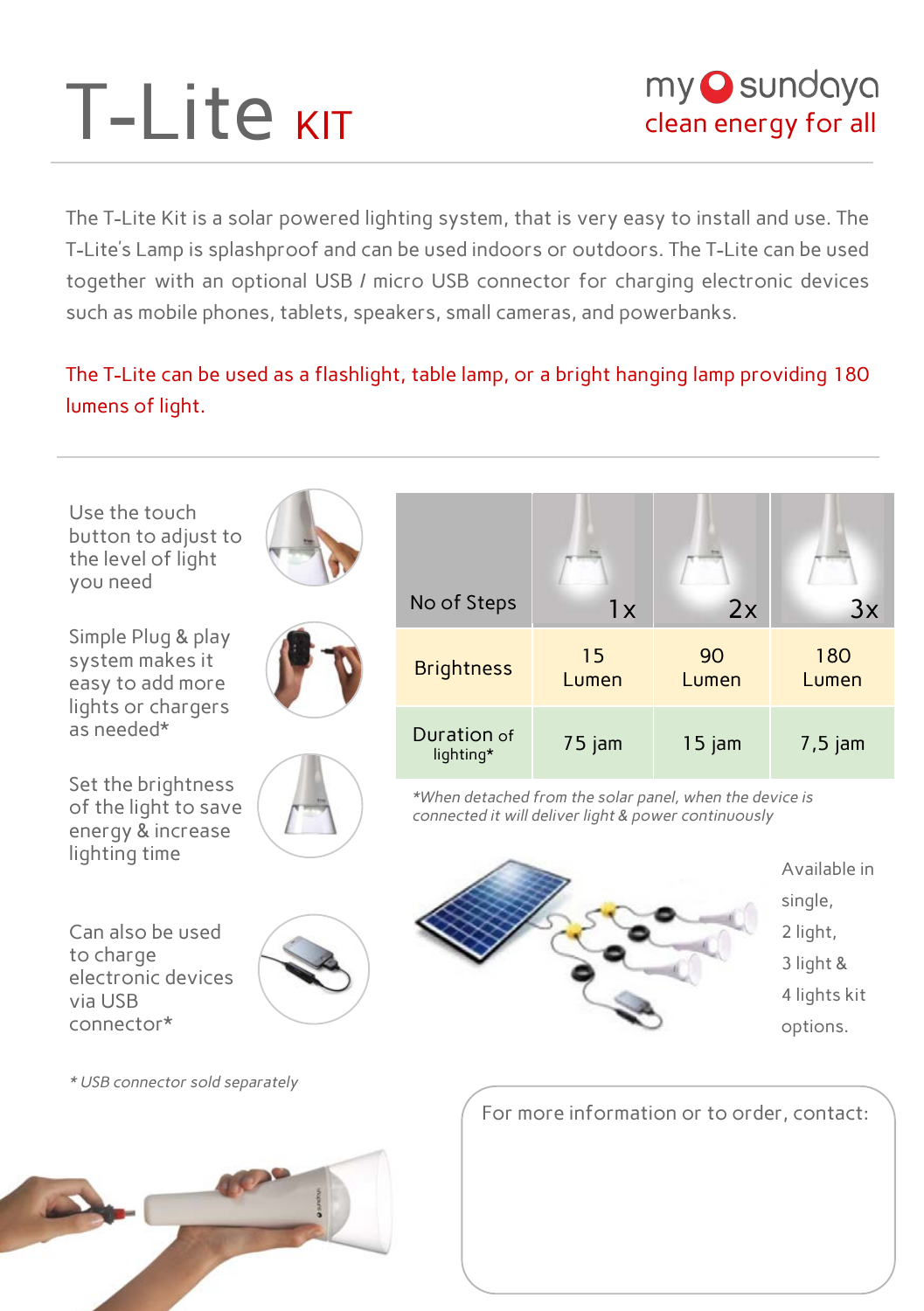# T-Lite KIT

my sundaya
clean energy for all

The T-Lite Kit is a solar powered lighting system, that is very easy to install and use. The T-Lite's Lamp is splashproof and can be used indoors or outdoors. The T-Lite can be used together with an optional USB / micro USB connector for charging electronic devices such as mobile phones, tablets, speakers, small cameras, and powerbanks.

The T-Lite can be used as a flashlight, table lamp, or a bright hanging lamp providing 180 lumens of light.

Use the touch button to adjust to the level of light you need

Simple Plug & play system makes it easy to add more lights or chargers as needed*

Set the brightness of the light to save energy & increase lighting time

Can also be used to charge electronic devices via USB connector*

*\* USB connector sold separately*

| No of Steps | 1x | 2x | 3x |
|---|---|---|---|
| Brightness | 15 Lumen | 90 Lumen | 180 Lumen |
| Duration of lighting* | 75 jam | 15 jam | 7,5 jam |

*\*When detached from the solar panel, when the device is connected it will deliver light & power continuously*

Available in single, 2 light, 3 light & 4 lights kit options.

For more information or to order, contact: